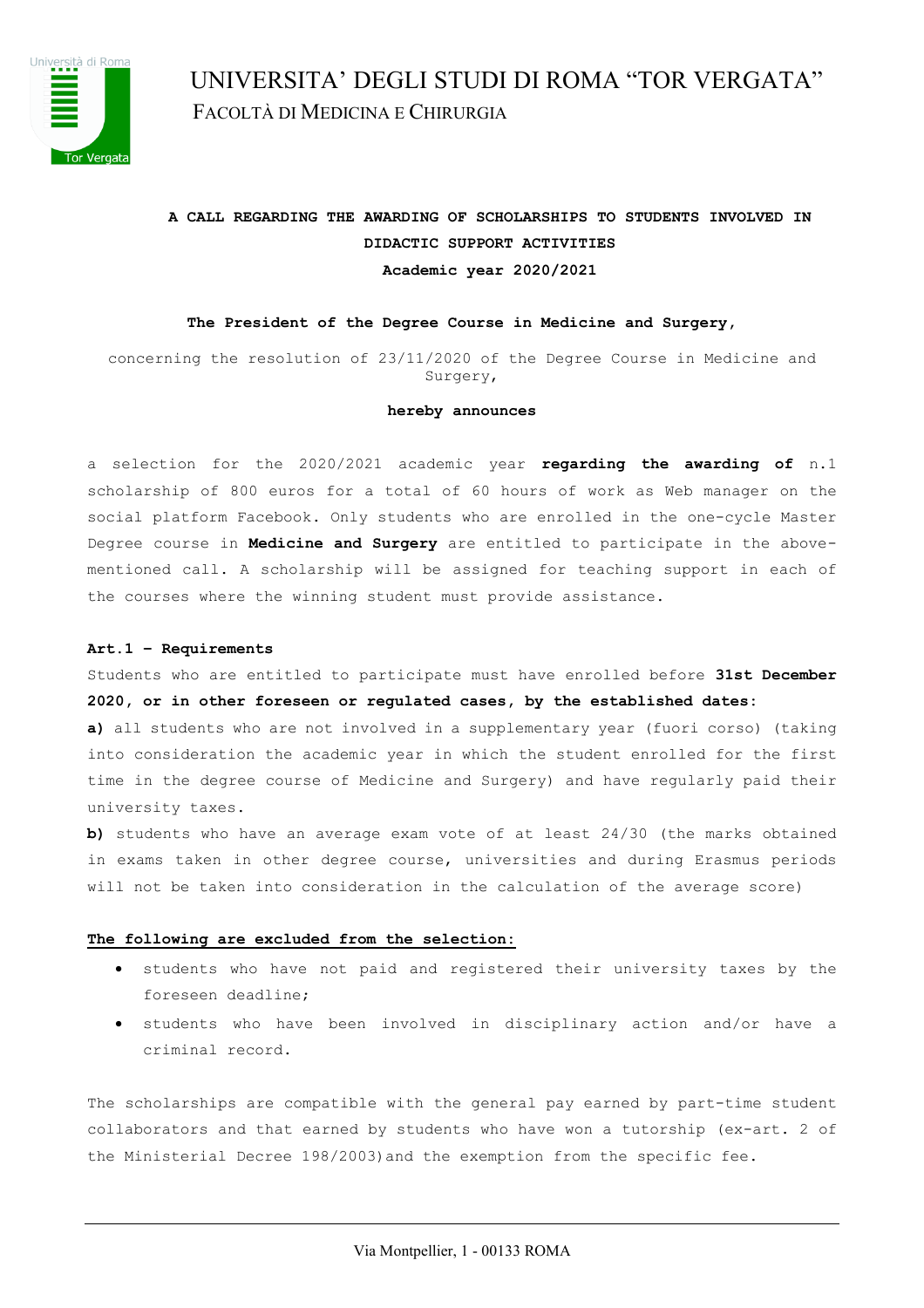# UNIVERSITA' DEGLI STUDI DI ROMA "TOR VERGATA"

FACOLTÀ DI MEDICINA E CHIRURGIA

**A CALL REGARDING THE AWARDING OF SCHOLARSHIPS TO STUDENTS INVOLVED IN DIDACTIC SUPPORT ACTIVITIES**

**Academic year 2020/2021**

**The President of the Degree Course in Medicine and Surgery,**

concerning the resolution of 23/11/2020 of the Degree Course in Medicine and Surgery,

**hereby announces**

a selection for the 2020/2021 academic year **regarding the awarding of** n.1 scholarship of 800 euros for a total of 60 hours of work as Web manager on the social platform Facebook. Only students who are enrolled in the one-cycle Master Degree course in **Medicine and Surgery** are entitled to participate in the above-mentioned call. A scholarship will be assigned for teaching support in each of the courses where the winning student must provide assistance.

**Art.1 – Requirements**

Students who are entitled to participate must have enrolled before **31st December 2020, or in other foreseen or regulated cases, by the established dates:**

**a)** all students who are not involved in a supplementary year (fuori corso) (taking into consideration the academic year in which the student enrolled for the first time in the degree course of Medicine and Surgery) and have regularly paid their university taxes.

**b)** students who have an average exam vote of at least 24/30 (the marks obtained in exams taken in other degree course, universities and during Erasmus periods will not be taken into consideration in the calculation of the average score)

**The following are excluded from the selection:**

- students who have not paid and registered their university taxes by the foreseen deadline;
- students who have been involved in disciplinary action and/or have a criminal record.

The scholarships are compatible with the general pay earned by part-time student collaborators and that earned by students who have won a tutorship (ex-art. 2 of the Ministerial Decree 198/2003)and the exemption from the specific fee.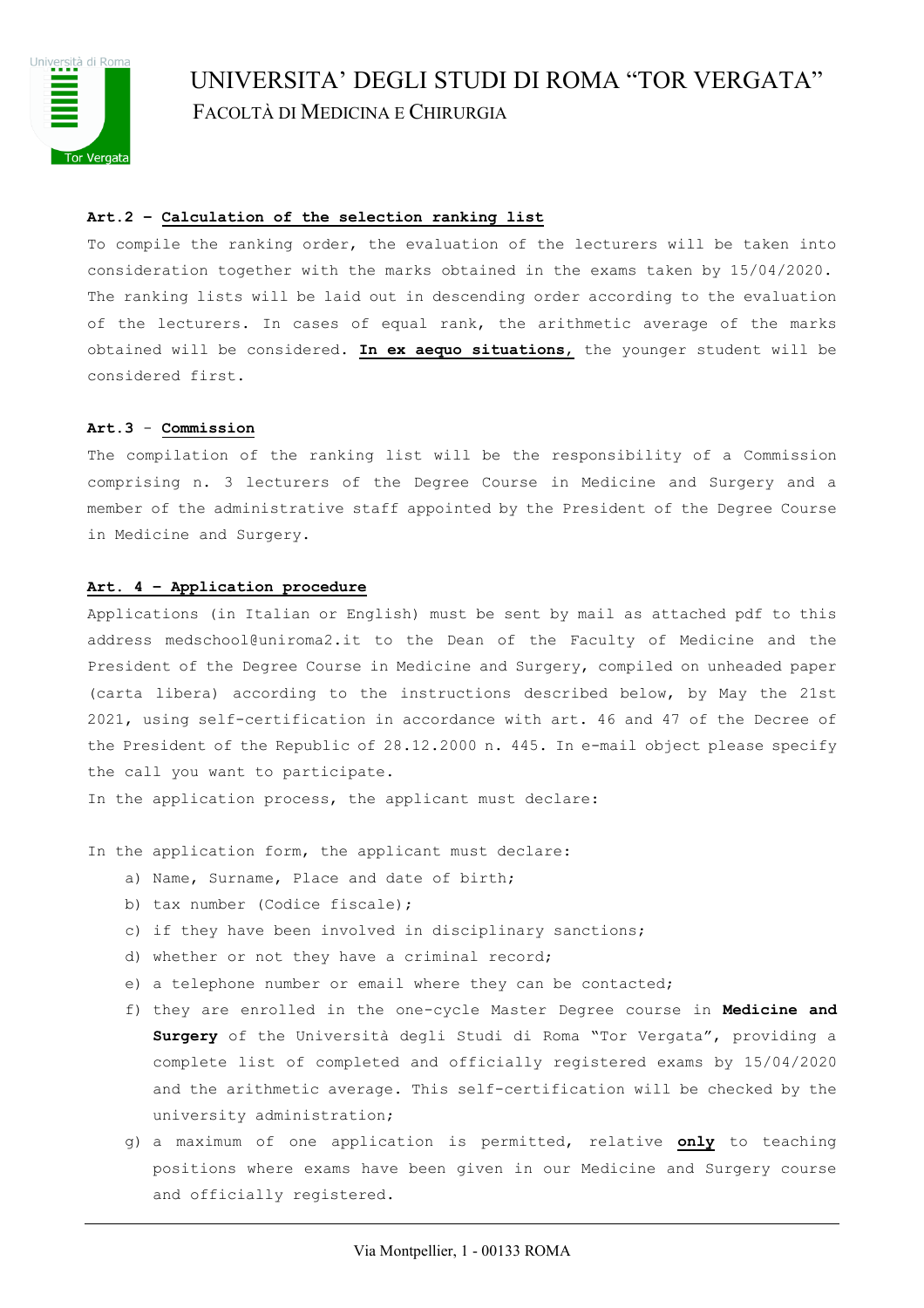**Art.2 – Calculation of the selection ranking list**

To compile the ranking order, the evaluation of the lecturers will be taken into consideration together with the marks obtained in the exams taken by 15/04/2020. The ranking lists will be laid out in descending order according to the evaluation of the lecturers. In cases of equal rank, the arithmetic average of the marks obtained will be considered. **In ex aequo situations,** the younger student will be considered first.

**Art.3 – Commission**

The compilation of the ranking list will be the responsibility of a Commission comprising n. 3 lecturers of the Degree Course in Medicine and Surgery and a member of the administrative staff appointed by the President of the Degree Course in Medicine and Surgery.

**Art. 4 – Application procedure**

Applications (in Italian or English) must be sent by mail as attached pdf to this address medschool@uniroma2.it to the Dean of the Faculty of Medicine and the President of the Degree Course in Medicine and Surgery, compiled on unheaded paper (carta libera) according to the instructions described below, by May the 21st 2021, using self-certification in accordance with art. 46 and 47 of the Decree of the President of the Republic of 28.12.2000 n. 445. In e-mail object please specify the call you want to participate.

In the application process, the applicant must declare:

In the application form, the applicant must declare:

a) Name, Surname, Place and date of birth;
b) tax number (Codice fiscale);
c) if they have been involved in disciplinary sanctions;
d) whether or not they have a criminal record;
e) a telephone number or email where they can be contacted;
f) they are enrolled in the one-cycle Master Degree course in **Medicine and Surgery** of the Università degli Studi di Roma "Tor Vergata", providing a complete list of completed and officially registered exams by 15/04/2020 and the arithmetic average. This self-certification will be checked by the university administration;
g) a maximum of one application is permitted, relative **only** to teaching positions where exams have been given in our Medicine and Surgery course and officially registered.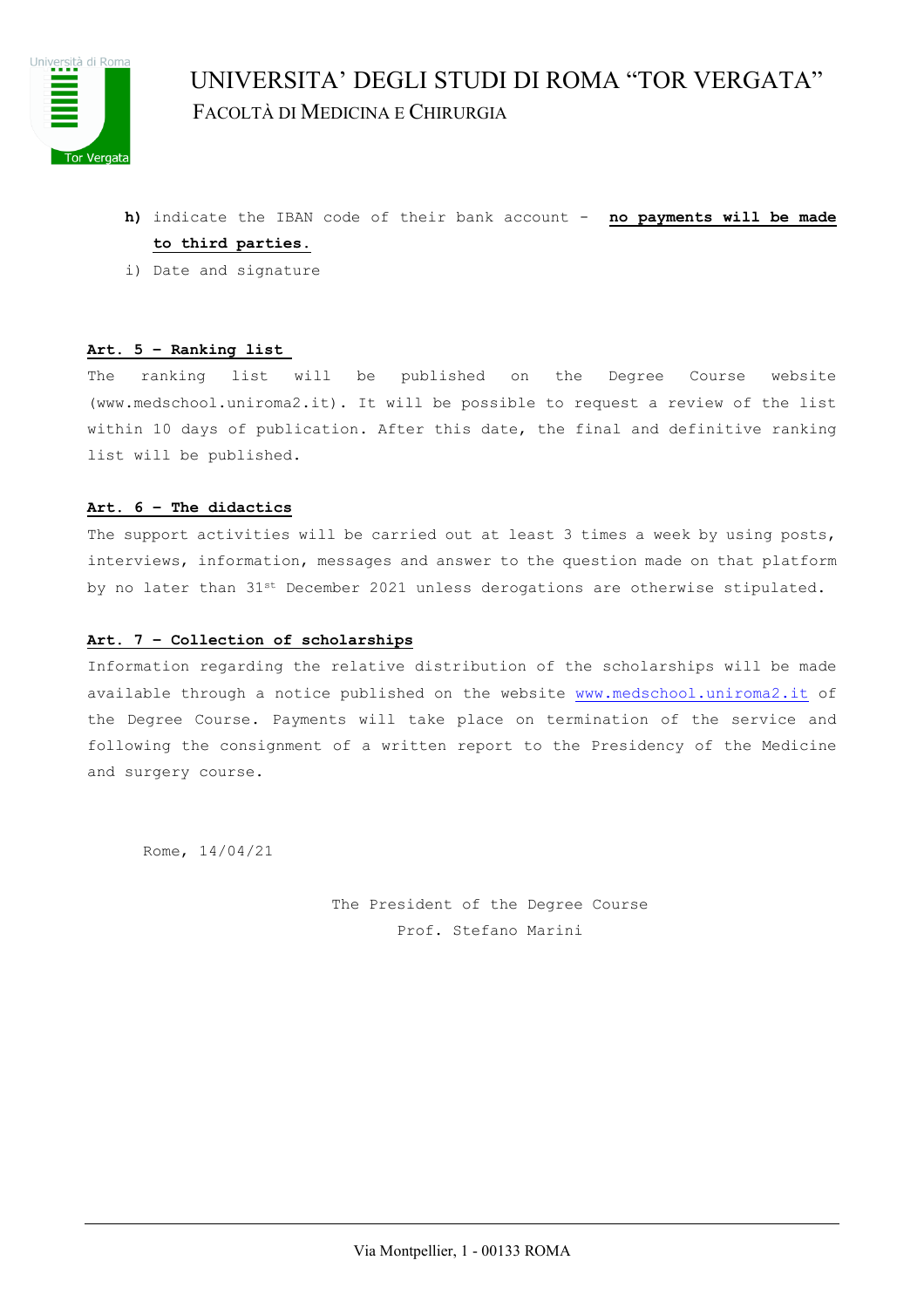- **h)** indicate the IBAN code of their bank account - **no payments will be made to third parties.**
- i) Date and signature

**Art. 5 – Ranking list**

The ranking list will be published on the Degree Course website (www.medschool.uniroma2.it). It will be possible to request a review of the list within 10 days of publication. After this date, the final and definitive ranking list will be published.

**Art. 6 – The didactics**

The support activities will be carried out at least 3 times a week by using posts, interviews, information, messages and answer to the question made on that platform by no later than 31st December 2021 unless derogations are otherwise stipulated.

**Art. 7 – Collection of scholarships**

Information regarding the relative distribution of the scholarships will be made available through a notice published on the website www.medschool.uniroma2.it of the Degree Course. Payments will take place on termination of the service and following the consignment of a written report to the Presidency of the Medicine and surgery course.

Rome, 14/04/21

The President of the Degree Course
Prof. Stefano Marini